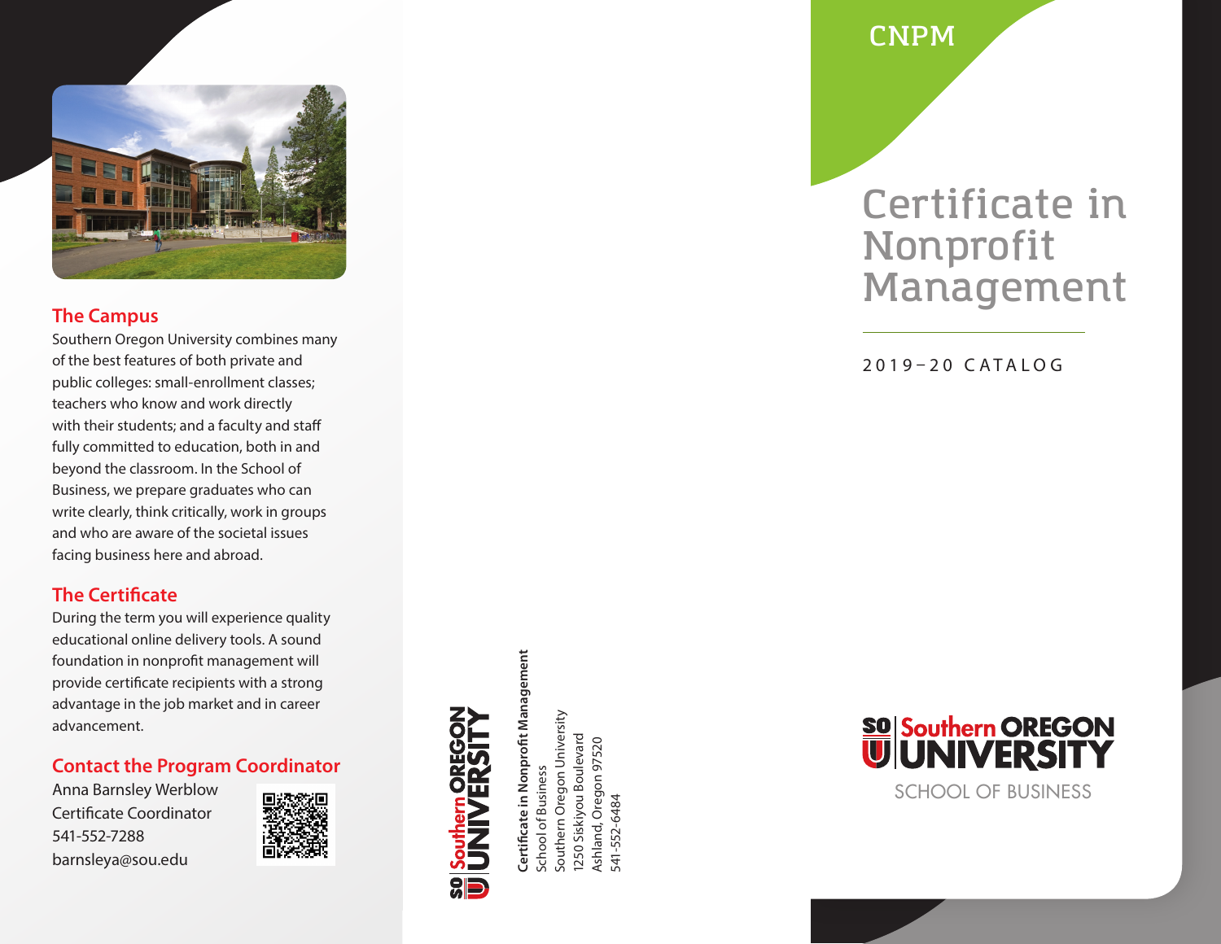## The Campus

Southern Oregon University combines many of the best features of both private and public colleges: small-enrollment classes; teachers who know and work directly with their students; and a faculty and staff fully committed to education, both in and beyond the classroom. In the School of Business, we prepare graduates who can write clearly, think critically, work in groups and who are aware of the societal issues facing business here and abroad.

## The Certificate

During the term you will experience quality educational online delivery tools. A sound foundation in nonprofit management will provide certificate recipients with a strong advantage in the job market and in career advancement.

## Contact the Program Coordinator

Anna Barnsley Werblow
Certificate Coordinator
541-552-7288
barnsleya@sou.edu

SO U Southern OREGON UNIVERSITY

**Certificate in Nonprofit Management**
School of Business
Southern Oregon University
1250 Siskiyou Boulevard
Ashland, Oregon 97520
541-552-6484

CNPM

# Certificate in Nonprofit Management

2019–20 CATALOG

SO U Southern OREGON UNIVERSITY
SCHOOL OF BUSINESS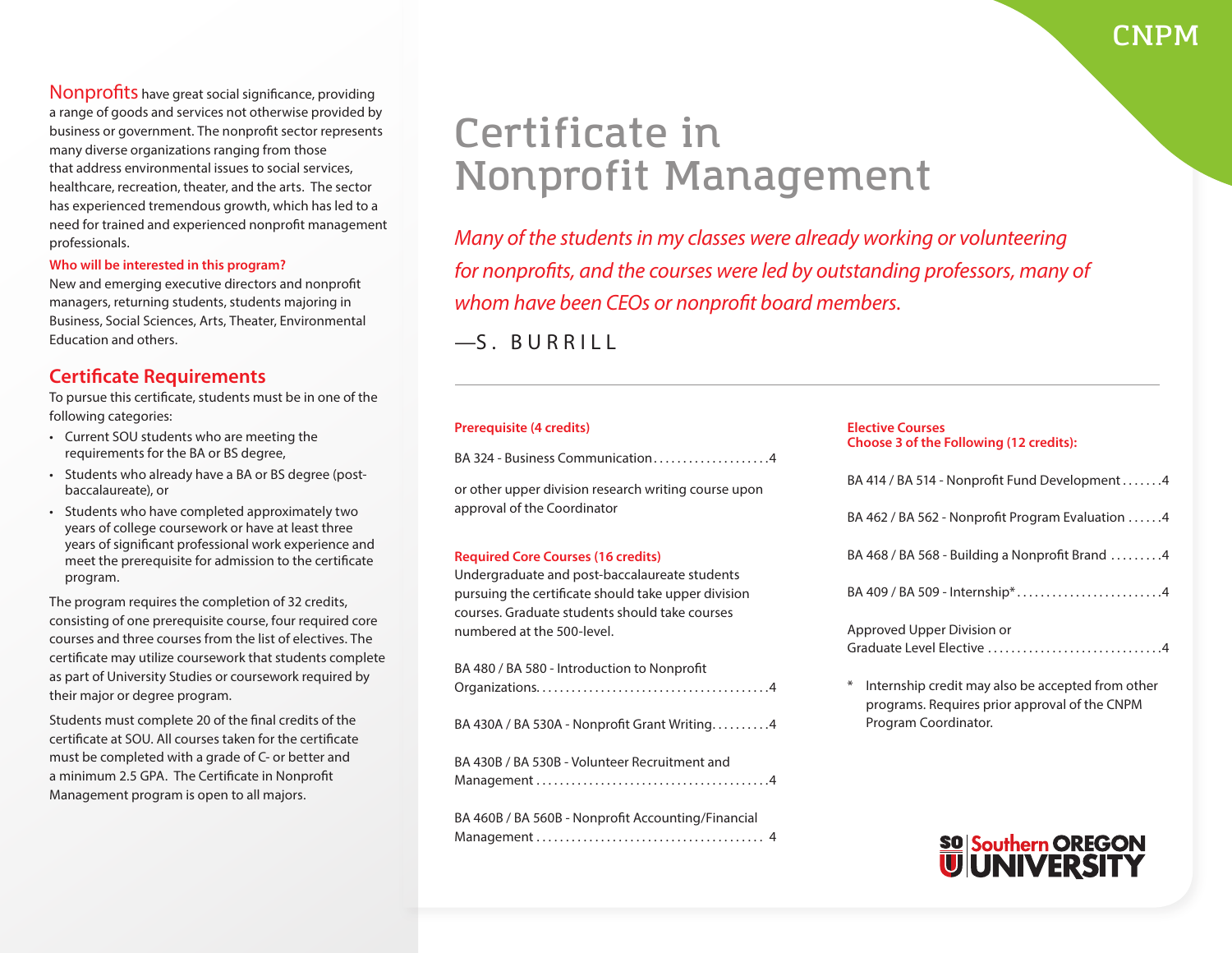CNPM

Nonprofits have great social significance, providing a range of goods and services not otherwise provided by business or government. The nonprofit sector represents many diverse organizations ranging from those that address environmental issues to social services, healthcare, recreation, theater, and the arts. The sector has experienced tremendous growth, which has led to a need for trained and experienced nonprofit management professionals.

**Who will be interested in this program?**

New and emerging executive directors and nonprofit managers, returning students, students majoring in Business, Social Sciences, Arts, Theater, Environmental Education and others.

## Certificate Requirements

To pursue this certificate, students must be in one of the following categories:

- Current SOU students who are meeting the requirements for the BA or BS degree,
- Students who already have a BA or BS degree (post-baccalaureate), or
- Students who have completed approximately two years of college coursework or have at least three years of significant professional work experience and meet the prerequisite for admission to the certificate program.

The program requires the completion of 32 credits, consisting of one prerequisite course, four required core courses and three courses from the list of electives. The certificate may utilize coursework that students complete as part of University Studies or coursework required by their major or degree program.

Students must complete 20 of the final credits of the certificate at SOU. All courses taken for the certificate must be completed with a grade of C- or better and a minimum 2.5 GPA. The Certificate in Nonprofit Management program is open to all majors.

# Certificate in Nonprofit Management

*Many of the students in my classes were already working or volunteering for nonprofits, and the courses were led by outstanding professors, many of whom have been CEOs or nonprofit board members.*

—S. BURRILL

---

**Prerequisite (4 credits)**

BA 324 - Business Communication....................4

or other upper division research writing course upon approval of the Coordinator

**Required Core Courses (16 credits)**

Undergraduate and post-baccalaureate students pursuing the certificate should take upper division courses. Graduate students should take courses numbered at the 500-level.

BA 480 / BA 580 - Introduction to Nonprofit Organizations........................................4

BA 430A / BA 530A - Nonprofit Grant Writing..........4

BA 430B / BA 530B - Volunteer Recruitment and Management........................................4

BA 460B / BA 560B - Nonprofit Accounting/Financial Management....................................... 4

**Elective Courses**
**Choose 3 of the Following (12 credits):**

BA 414 / BA 514 - Nonprofit Fund Development.......4

BA 462 / BA 562 - Nonprofit Program Evaluation ......4

BA 468 / BA 568 - Building a Nonprofit Brand .........4

BA 409 / BA 509 - Internship*.........................4

Approved Upper Division or Graduate Level Elective .............................4

\* Internship credit may also be accepted from other programs. Requires prior approval of the CNPM Program Coordinator.

SOU Southern OREGON UNIVERSITY